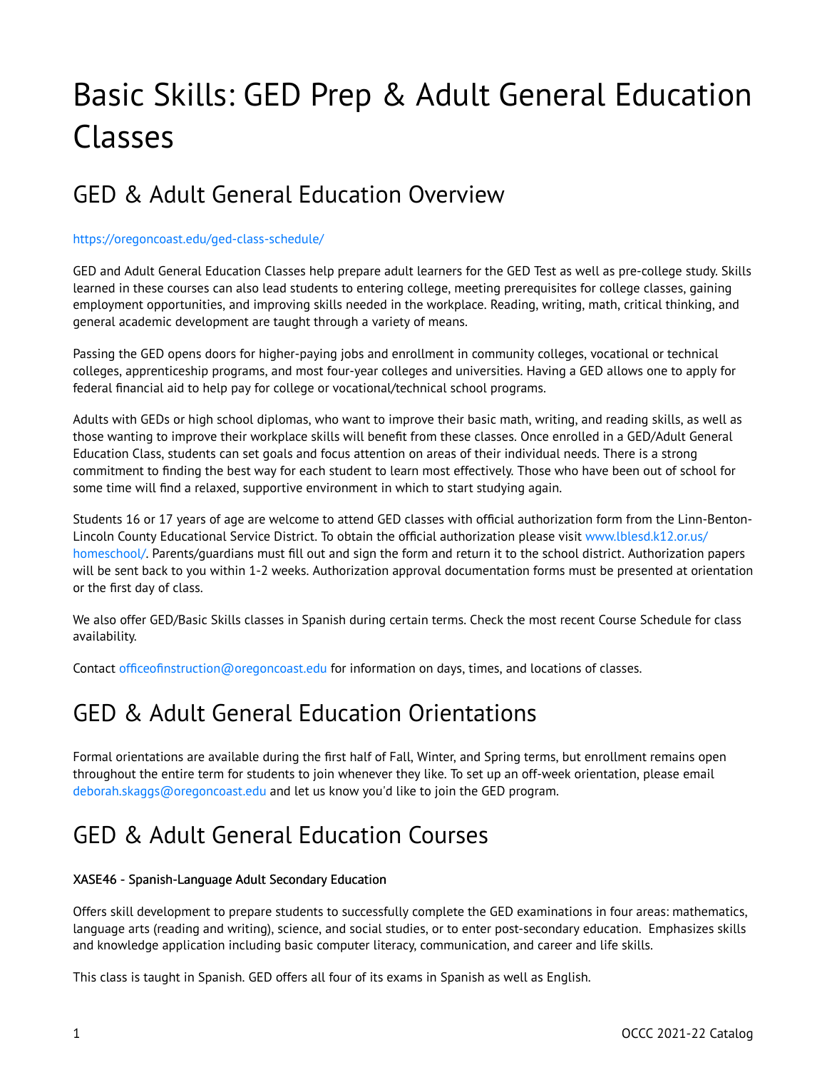# Basic Skills: GED Prep & Adult General Education Classes

## GED & Adult General Education Overview

https://oregoncoast.edu/ged-class-schedule/

GED and Adult General Education Classes help prepare adult learners for the GED Test as well as pre-college study. Skills learned in these courses can also lead students to entering college, meeting prerequisites for college classes, gaining employment opportunities, and improving skills needed in the workplace. Reading, writing, math, critical thinking, and general academic development are taught through a variety of means.

Passing the GED opens doors for higher-paying jobs and enrollment in community colleges, vocational or technical colleges, apprenticeship programs, and most four-year colleges and universities. Having a GED allows one to apply for federal financial aid to help pay for college or vocational/technical school programs.

Adults with GEDs or high school diplomas, who want to improve their basic math, writing, and reading skills, as well as those wanting to improve their workplace skills will benefit from these classes. Once enrolled in a GED/Adult General Education Class, students can set goals and focus attention on areas of their individual needs. There is a strong commitment to finding the best way for each student to learn most effectively. Those who have been out of school for some time will find a relaxed, supportive environment in which to start studying again.

Students 16 or 17 years of age are welcome to attend GED classes with official authorization form from the Linn-Benton-Lincoln County Educational Service District. To obtain the official authorization please visit www.lblesd.k12.or.us/homeschool/. Parents/guardians must fill out and sign the form and return it to the school district. Authorization papers will be sent back to you within 1-2 weeks. Authorization approval documentation forms must be presented at orientation or the first day of class.

We also offer GED/Basic Skills classes in Spanish during certain terms. Check the most recent Course Schedule for class availability.

Contact officeofinstruction@oregoncoast.edu for information on days, times, and locations of classes.

## GED & Adult General Education Orientations

Formal orientations are available during the first half of Fall, Winter, and Spring terms, but enrollment remains open throughout the entire term for students to join whenever they like. To set up an off-week orientation, please email deborah.skaggs@oregoncoast.edu and let us know you'd like to join the GED program.

## GED & Adult General Education Courses

#### XASE46 - Spanish-Language Adult Secondary Education

Offers skill development to prepare students to successfully complete the GED examinations in four areas: mathematics, language arts (reading and writing), science, and social studies, or to enter post-secondary education. Emphasizes skills and knowledge application including basic computer literacy, communication, and career and life skills.

This class is taught in Spanish. GED offers all four of its exams in Spanish as well as English.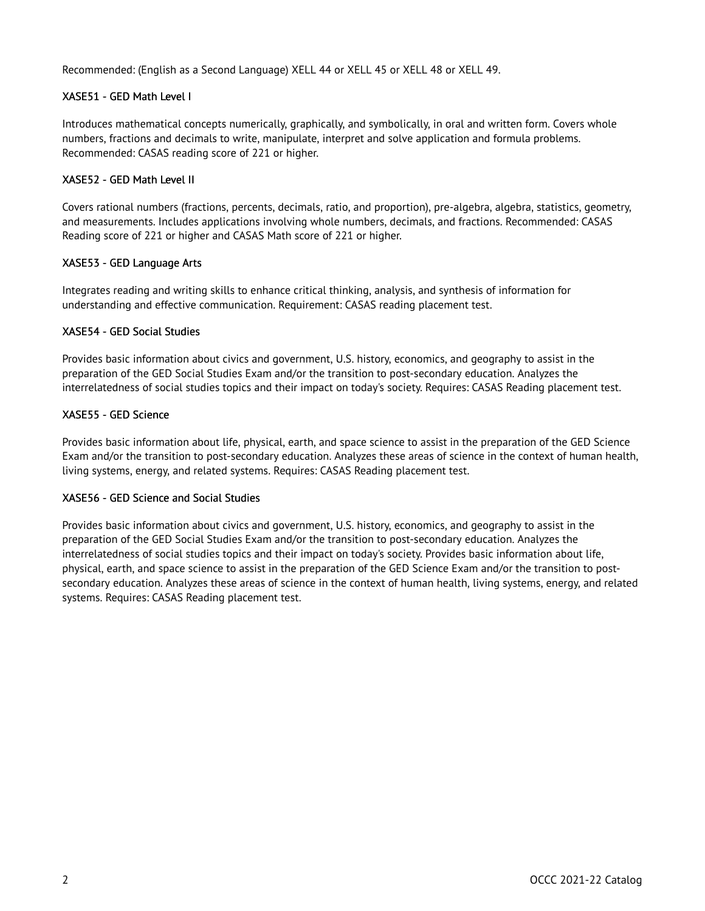Recommended: (English as a Second Language) XELL 44 or XELL 45 or XELL 48 or XELL 49.

### XASE51 - GED Math Level I

Introduces mathematical concepts numerically, graphically, and symbolically, in oral and written form. Covers whole numbers, fractions and decimals to write, manipulate, interpret and solve application and formula problems. Recommended: CASAS reading score of 221 or higher.

### XASE52 - GED Math Level II

Covers rational numbers (fractions, percents, decimals, ratio, and proportion), pre-algebra, algebra, statistics, geometry, and measurements. Includes applications involving whole numbers, decimals, and fractions. Recommended: CASAS Reading score of 221 or higher and CASAS Math score of 221 or higher.

### XASE53 - GED Language Arts

Integrates reading and writing skills to enhance critical thinking, analysis, and synthesis of information for understanding and effective communication. Requirement: CASAS reading placement test.

### XASE54 - GED Social Studies

Provides basic information about civics and government, U.S. history, economics, and geography to assist in the preparation of the GED Social Studies Exam and/or the transition to post-secondary education. Analyzes the interrelatedness of social studies topics and their impact on today's society. Requires: CASAS Reading placement test.

### XASE55 - GED Science

Provides basic information about life, physical, earth, and space science to assist in the preparation of the GED Science Exam and/or the transition to post-secondary education. Analyzes these areas of science in the context of human health, living systems, energy, and related systems. Requires: CASAS Reading placement test.

### XASE56 - GED Science and Social Studies

Provides basic information about civics and government, U.S. history, economics, and geography to assist in the preparation of the GED Social Studies Exam and/or the transition to post-secondary education. Analyzes the interrelatedness of social studies topics and their impact on today's society. Provides basic information about life, physical, earth, and space science to assist in the preparation of the GED Science Exam and/or the transition to post-secondary education. Analyzes these areas of science in the context of human health, living systems, energy, and related systems. Requires: CASAS Reading placement test.